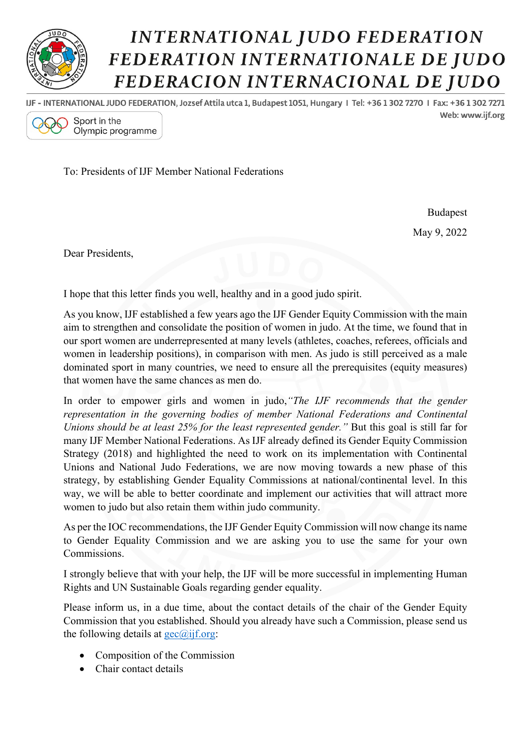# INTERNATIONAL JUDO FEDERATION
# FEDERATION INTERNATIONALE DE JUDO
# FEDERACION INTERNACIONAL DE JUDO

IJF - INTERNATIONAL JUDO FEDERATION, Jozsef Attila utca 1, Budapest 1051, Hungary | Tel: +36 1 302 7270 | Fax: +36 1 302 7271
Web: www.ijf.org

Sport in the Olympic programme

To: Presidents of IJF Member National Federations

Budapest

May 9, 2022

Dear Presidents,

I hope that this letter finds you well, healthy and in a good judo spirit.

As you know, IJF established a few years ago the IJF Gender Equity Commission with the main aim to strengthen and consolidate the position of women in judo. At the time, we found that in our sport women are underrepresented at many levels (athletes, coaches, referees, officials and women in leadership positions), in comparison with men. As judo is still perceived as a male dominated sport in many countries, we need to ensure all the prerequisites (equity measures) that women have the same chances as men do.

In order to empower girls and women in judo,*"The IJF recommends that the gender representation in the governing bodies of member National Federations and Continental Unions should be at least 25% for the least represented gender."* But this goal is still far for many IJF Member National Federations. As IJF already defined its Gender Equity Commission Strategy (2018) and highlighted the need to work on its implementation with Continental Unions and National Judo Federations, we are now moving towards a new phase of this strategy, by establishing Gender Equality Commissions at national/continental level. In this way, we will be able to better coordinate and implement our activities that will attract more women to judo but also retain them within judo community.

As per the IOC recommendations, the IJF Gender Equity Commission will now change its name to Gender Equality Commission and we are asking you to use the same for your own Commissions.

I strongly believe that with your help, the IJF will be more successful in implementing Human Rights and UN Sustainable Goals regarding gender equality.

Please inform us, in a due time, about the contact details of the chair of the Gender Equity Commission that you established. Should you already have such a Commission, please send us the following details at gec@ijf.org:

- Composition of the Commission
- Chair contact details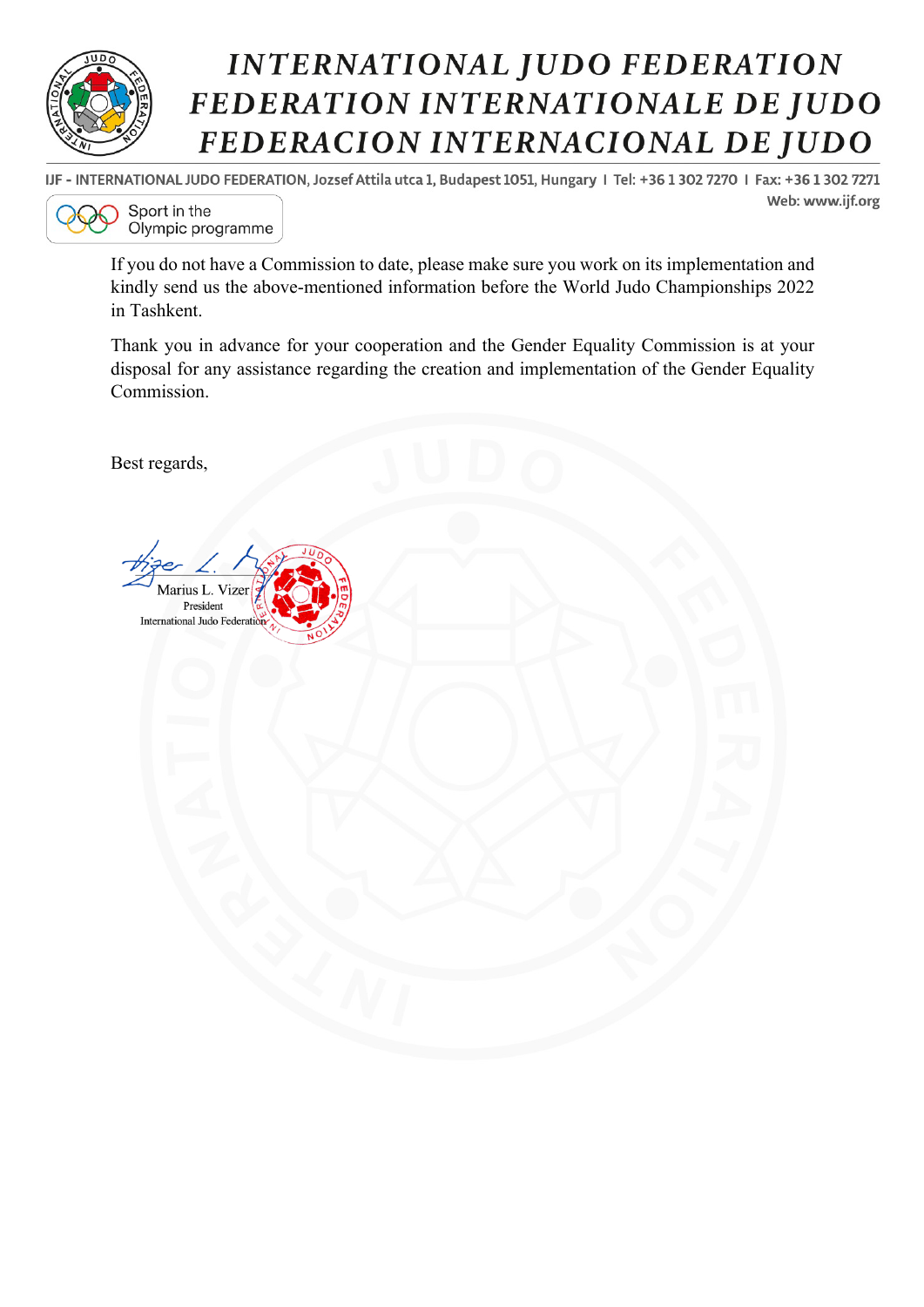If you do not have a Commission to date, please make sure you work on its implementation and kindly send us the above-mentioned information before the World Judo Championships 2022 in Tashkent.

Thank you in advance for your cooperation and the Gender Equality Commission is at your disposal for any assistance regarding the creation and implementation of the Gender Equality Commission.

Best regards,

Marius L. Vizer
President
International Judo Federation